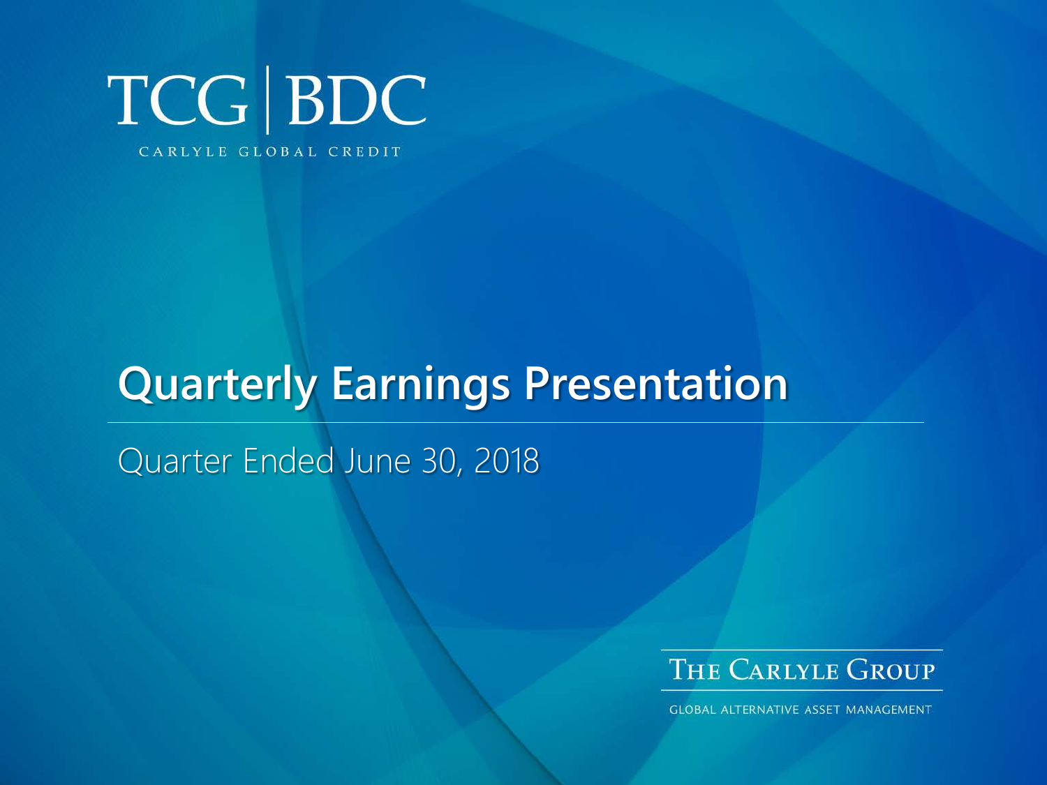TCG | BDC

CARLYLE GLOBAL CREDIT

# Quarterly Earnings Presentation

Quarter Ended June 30, 2018

THE CARLYLE GROUP

GLOBAL ALTERNATIVE ASSET MANAGEMENT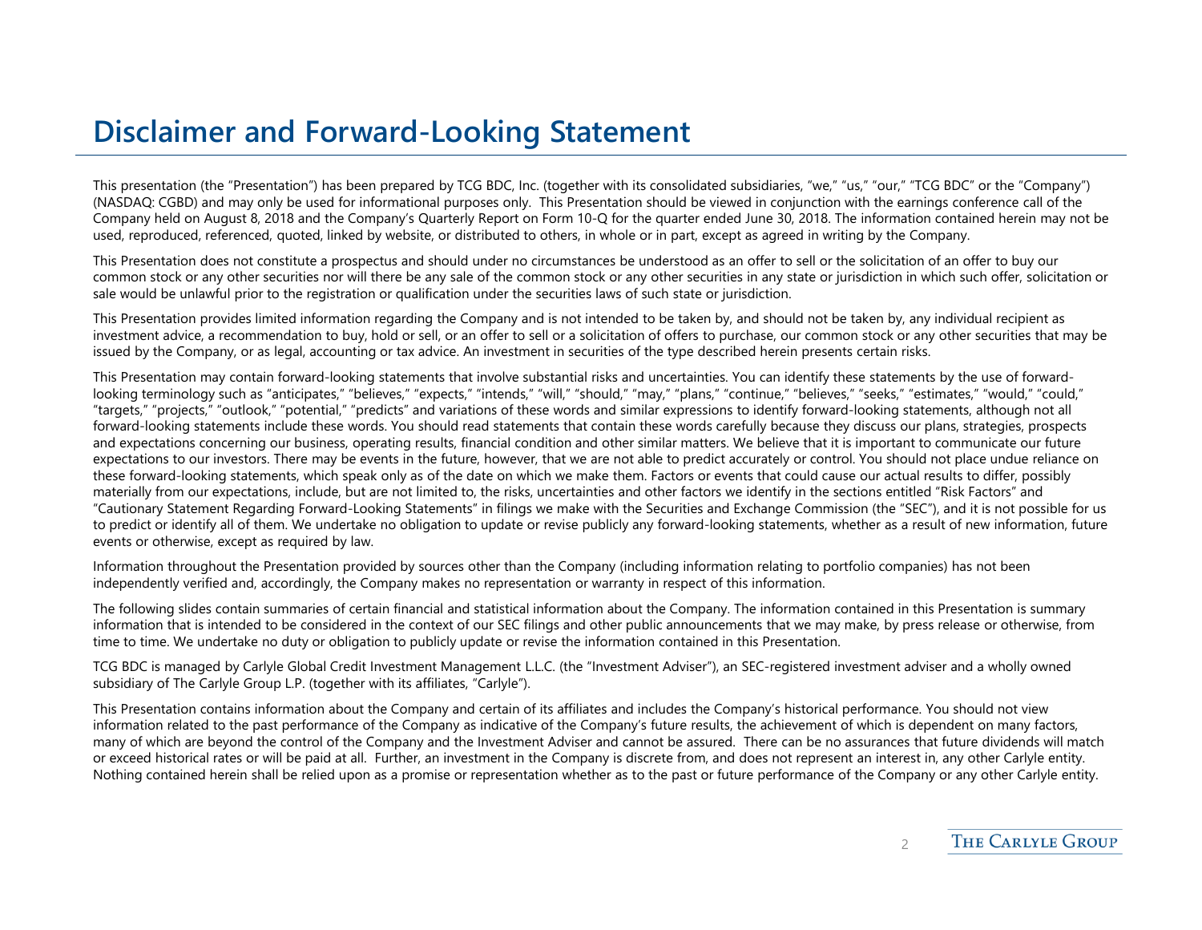# Disclaimer and Forward-Looking Statement

This presentation (the "Presentation") has been prepared by TCG BDC, Inc. (together with its consolidated subsidiaries, "we," "us," "our," "TCG BDC" or the "Company") (NASDAQ: CGBD) and may only be used for informational purposes only. This Presentation should be viewed in conjunction with the earnings conference call of the Company held on August 8, 2018 and the Company's Quarterly Report on Form 10-Q for the quarter ended June 30, 2018. The information contained herein may not be used, reproduced, referenced, quoted, linked by website, or distributed to others, in whole or in part, except as agreed in writing by the Company.

This Presentation does not constitute a prospectus and should under no circumstances be understood as an offer to sell or the solicitation of an offer to buy our common stock or any other securities nor will there be any sale of the common stock or any other securities in any state or jurisdiction in which such offer, solicitation or sale would be unlawful prior to the registration or qualification under the securities laws of such state or jurisdiction.

This Presentation provides limited information regarding the Company and is not intended to be taken by, and should not be taken by, any individual recipient as investment advice, a recommendation to buy, hold or sell, or an offer to sell or a solicitation of offers to purchase, our common stock or any other securities that may be issued by the Company, or as legal, accounting or tax advice. An investment in securities of the type described herein presents certain risks.

This Presentation may contain forward-looking statements that involve substantial risks and uncertainties. You can identify these statements by the use of forward-looking terminology such as "anticipates," "believes," "expects," "intends," "will," "should," "may," "plans," "continue," "believes," "seeks," "estimates," "would," "could," "targets," "projects," "outlook," "potential," "predicts" and variations of these words and similar expressions to identify forward-looking statements, although not all forward-looking statements include these words. You should read statements that contain these words carefully because they discuss our plans, strategies, prospects and expectations concerning our business, operating results, financial condition and other similar matters. We believe that it is important to communicate our future expectations to our investors. There may be events in the future, however, that we are not able to predict accurately or control. You should not place undue reliance on these forward-looking statements, which speak only as of the date on which we make them. Factors or events that could cause our actual results to differ, possibly materially from our expectations, include, but are not limited to, the risks, uncertainties and other factors we identify in the sections entitled "Risk Factors" and "Cautionary Statement Regarding Forward-Looking Statements" in filings we make with the Securities and Exchange Commission (the "SEC"), and it is not possible for us to predict or identify all of them. We undertake no obligation to update or revise publicly any forward-looking statements, whether as a result of new information, future events or otherwise, except as required by law.

Information throughout the Presentation provided by sources other than the Company (including information relating to portfolio companies) has not been independently verified and, accordingly, the Company makes no representation or warranty in respect of this information.

The following slides contain summaries of certain financial and statistical information about the Company. The information contained in this Presentation is summary information that is intended to be considered in the context of our SEC filings and other public announcements that we may make, by press release or otherwise, from time to time. We undertake no duty or obligation to publicly update or revise the information contained in this Presentation.

TCG BDC is managed by Carlyle Global Credit Investment Management L.L.C. (the "Investment Adviser"), an SEC-registered investment adviser and a wholly owned subsidiary of The Carlyle Group L.P. (together with its affiliates, "Carlyle").

This Presentation contains information about the Company and certain of its affiliates and includes the Company's historical performance. You should not view information related to the past performance of the Company as indicative of the Company's future results, the achievement of which is dependent on many factors, many of which are beyond the control of the Company and the Investment Adviser and cannot be assured. There can be no assurances that future dividends will match or exceed historical rates or will be paid at all. Further, an investment in the Company is discrete from, and does not represent an interest in, any other Carlyle entity. Nothing contained herein shall be relied upon as a promise or representation whether as to the past or future performance of the Company or any other Carlyle entity.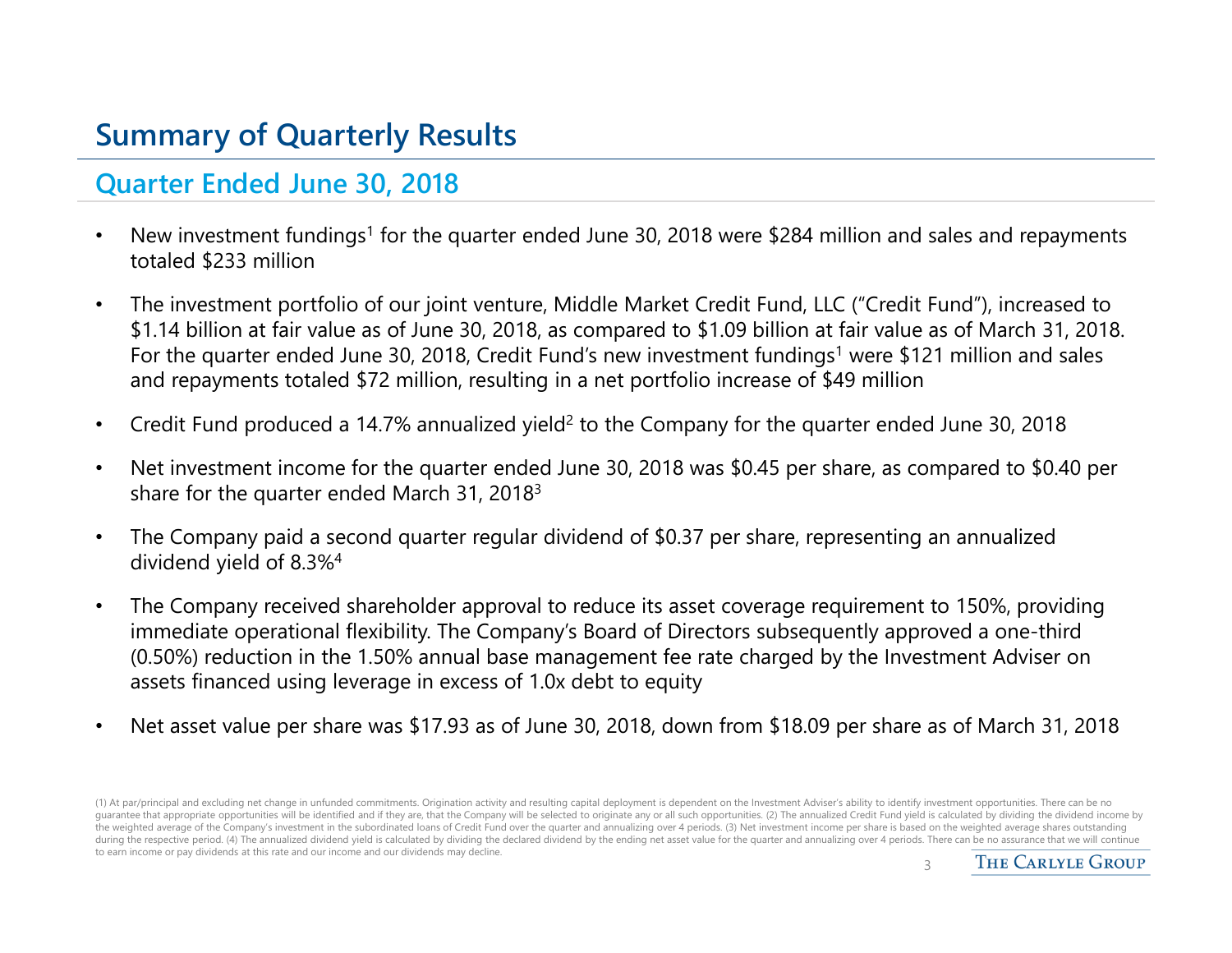# Summary of Quarterly Results

## Quarter Ended June 30, 2018

- New investment fundings[1] for the quarter ended June 30, 2018 were $284 million and sales and repayments totaled $233 million
- The investment portfolio of our joint venture, Middle Market Credit Fund, LLC ("Credit Fund"), increased to $1.14 billion at fair value as of June 30, 2018, as compared to $1.09 billion at fair value as of March 31, 2018. For the quarter ended June 30, 2018, Credit Fund's new investment fundings[1] were $121 million and sales and repayments totaled $72 million, resulting in a net portfolio increase of $49 million
- Credit Fund produced a 14.7% annualized yield[2] to the Company for the quarter ended June 30, 2018
- Net investment income for the quarter ended June 30, 2018 was $0.45 per share, as compared to $0.40 per share for the quarter ended March 31, 2018[3]
- The Company paid a second quarter regular dividend of $0.37 per share, representing an annualized dividend yield of 8.3%[4]
- The Company received shareholder approval to reduce its asset coverage requirement to 150%, providing immediate operational flexibility. The Company's Board of Directors subsequently approved a one-third (0.50%) reduction in the 1.50% annual base management fee rate charged by the Investment Adviser on assets financed using leverage in excess of 1.0x debt to equity
- Net asset value per share was $17.93 as of June 30, 2018, down from $18.09 per share as of March 31, 2018

(1) At par/principal and excluding net change in unfunded commitments. Origination activity and resulting capital deployment is dependent on the Investment Adviser's ability to identify investment opportunities. There can be no guarantee that appropriate opportunities will be identified and if they are, that the Company will be selected to originate any or all such opportunities. (2) The annualized Credit Fund yield is calculated by dividing the dividend income by the weighted average of the Company's investment in the subordinated loans of Credit Fund over the quarter and annualizing over 4 periods. (3) Net investment income per share is based on the weighted average shares outstanding during the respective period. (4) The annualized dividend yield is calculated by dividing the declared dividend by the ending net asset value for the quarter and annualizing over 4 periods. There can be no assurance that we will continue to earn income or pay dividends at this rate and our income and our dividends may decline.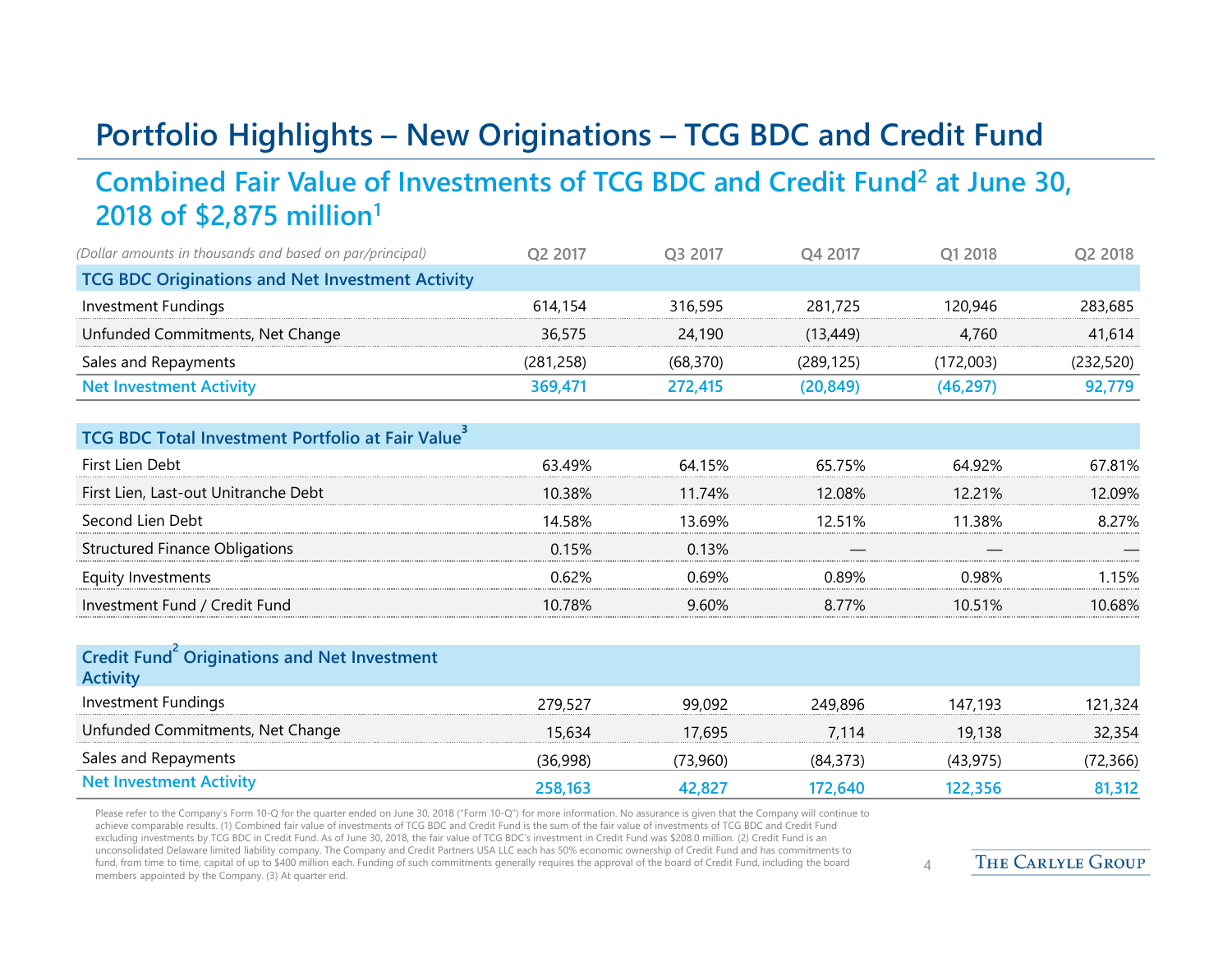# Portfolio Highlights – New Originations – TCG BDC and Credit Fund

## Combined Fair Value of Investments of TCG BDC and Credit Fund[2] at June 30, 2018 of $2,875 million[1]

| *(Dollar amounts in thousands and based on par/principal)* | Q2 2017 | Q3 2017 | Q4 2017 | Q1 2018 | Q2 2018 |
|---|---|---|---|---|---|
| **TCG BDC Originations and Net Investment Activity** | | | | | |
| Investment Fundings | 614,154 | 316,595 | 281,725 | 120,946 | 283,685 |
| Unfunded Commitments, Net Change | 36,575 | 24,190 | (13,449) | 4,760 | 41,614 |
| Sales and Repayments | (281,258) | (68,370) | (289,125) | (172,003) | (232,520) |
| **Net Investment Activity** | **369,471** | **272,415** | **(20,849)** | **(46,297)** | **92,779** |
| **TCG BDC Total Investment Portfolio at Fair Value[3]** | | | | | |
| First Lien Debt | 63.49% | 64.15% | 65.75% | 64.92% | 67.81% |
| First Lien, Last-out Unitranche Debt | 10.38% | 11.74% | 12.08% | 12.21% | 12.09% |
| Second Lien Debt | 14.58% | 13.69% | 12.51% | 11.38% | 8.27% |
| Structured Finance Obligations | 0.15% | 0.13% | — | — | — |
| Equity Investments | 0.62% | 0.69% | 0.89% | 0.98% | 1.15% |
| Investment Fund / Credit Fund | 10.78% | 9.60% | 8.77% | 10.51% | 10.68% |
| **Credit Fund[2] Originations and Net Investment Activity** | | | | | |
| Investment Fundings | 279,527 | 99,092 | 249,896 | 147,193 | 121,324 |
| Unfunded Commitments, Net Change | 15,634 | 17,695 | 7,114 | 19,138 | 32,354 |
| Sales and Repayments | (36,998) | (73,960) | (84,373) | (43,975) | (72,366) |
| **Net Investment Activity** | **258,163** | **42,827** | **172,640** | **122,356** | **81,312** |

Please refer to the Company's Form 10-Q for the quarter ended on June 30, 2018 ("Form 10-Q") for more information. No assurance is given that the Company will continue to achieve comparable results. (1) Combined fair value of investments of TCG BDC and Credit Fund is the sum of the fair value of investments of TCG BDC and Credit Fund excluding investments by TCG BDC in Credit Fund. As of June 30, 2018, the fair value of TCG BDC's investment in Credit Fund was $208.0 million. (2) Credit Fund is an unconsolidated Delaware limited liability company. The Company and Credit Partners USA LLC each has 50% economic ownership of Credit Fund and has commitments to fund, from time to time, capital of up to $400 million each. Funding of such commitments generally requires the approval of the board of Credit Fund, including the board members appointed by the Company. (3) At quarter end.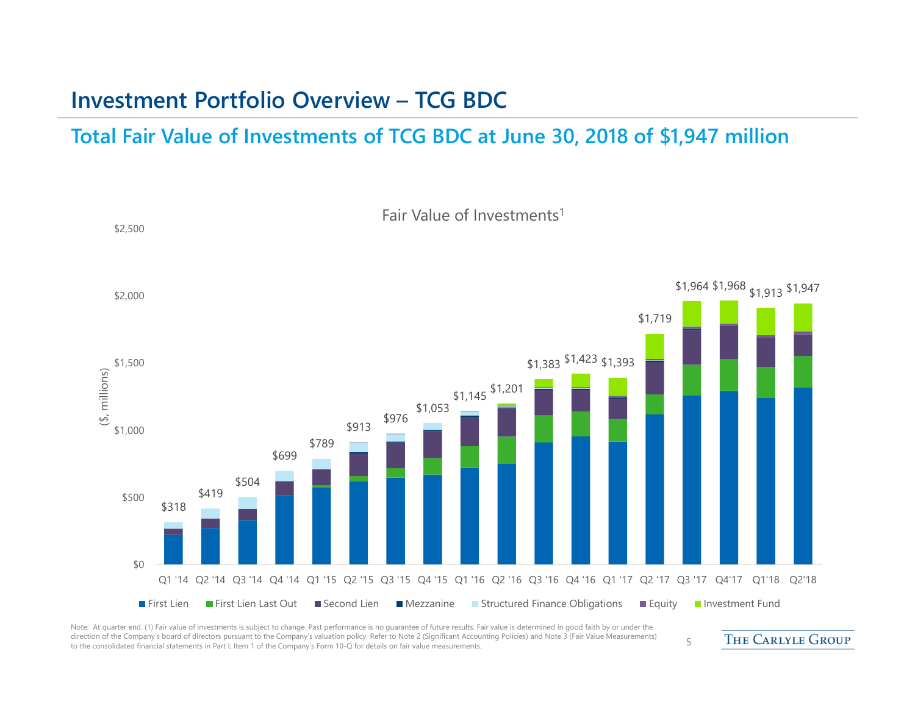# Investment Portfolio Overview – TCG BDC

## Total Fair Value of Investments of TCG BDC at June 30, 2018 of $1,947 million

Fair Value of Investments[1]

| Quarter | Fair Value ($, millions) |
|---|---|
| Q1 '14 | $318 |
| Q2 '14 | $419 |
| Q3 '14 | $504 |
| Q4 '14 | $699 |
| Q1 '15 | $789 |
| Q2 '15 | $913 |
| Q3 '15 | $976 |
| Q4 '15 | $1,053 |
| Q1 '16 | $1,145 |
| Q2 '16 | $1,201 |
| Q3 '16 | $1,383 |
| Q4 '16 | $1,423 |
| Q1 '17 | $1,393 |
| Q2 '17 | $1,719 |
| Q3 '17 | $1,964 |
| Q4'17 | $1,968 |
| Q1'18 | $1,913 |
| Q2'18 | $1,947 |

Legend: First Lien, First Lien Last Out, Second Lien, Mezzanine, Structured Finance Obligations, Equity, Investment Fund

Note: At quarter end. (1) Fair value of investments is subject to change. Past performance is no guarantee of future results. Fair value is determined in good faith by or under the direction of the Company's board of directors pursuant to the Company's valuation policy. Refer to Note 2 (Significant Accounting Policies) and Note 3 (Fair Value Measurements) to the consolidated financial statements in Part I, Item 1 of the Company's Form 10-Q for details on fair value measurements.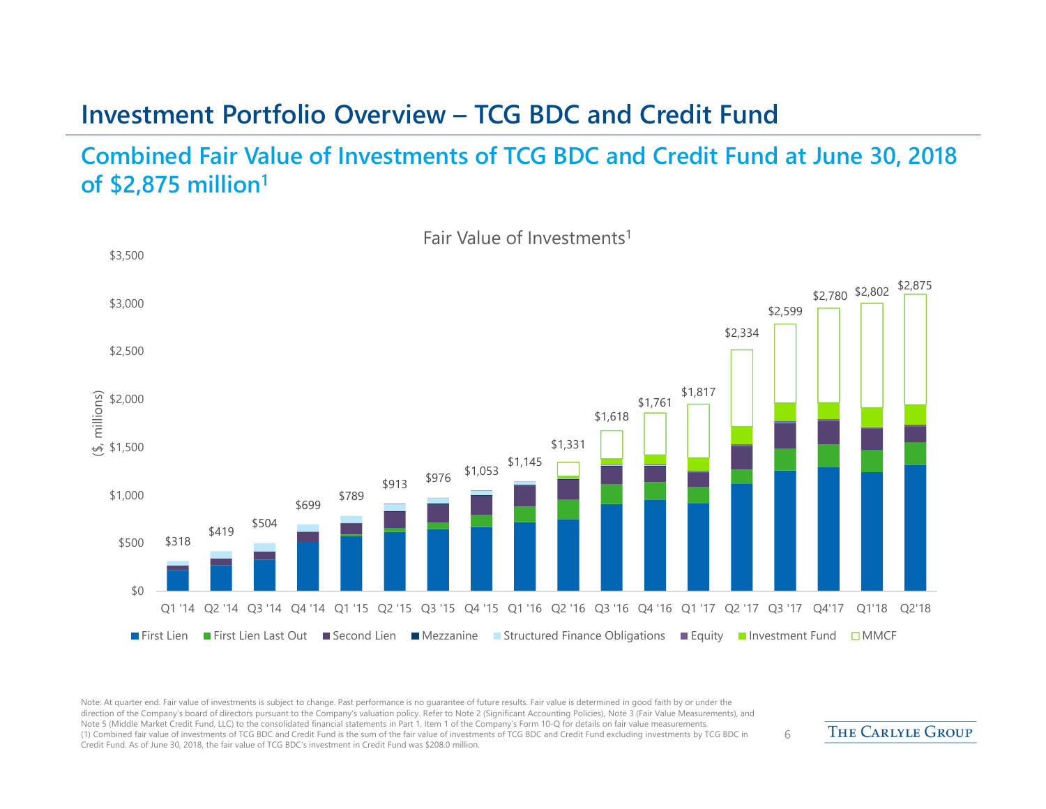# Investment Portfolio Overview – TCG BDC and Credit Fund

## Combined Fair Value of Investments of TCG BDC and Credit Fund at June 30, 2018 of $2,875 million[1]

Fair Value of Investments[1]

| Quarter | Fair Value ($, millions) |
|---|---|
| Q1 '14 | $318 |
| Q2 '14 | $419 |
| Q3 '14 | $504 |
| Q4 '14 | $699 |
| Q1 '15 | $789 |
| Q2 '15 | $913 |
| Q3 '15 | $976 |
| Q4 '15 | $1,053 |
| Q1 '16 | $1,145 |
| Q2 '16 | $1,331 |
| Q3 '16 | $1,618 |
| Q4 '16 | $1,761 |
| Q1 '17 | $1,817 |
| Q2 '17 | $2,334 |
| Q3 '17 | $2,599 |
| Q4'17 | $2,780 |
| Q1'18 | $2,802 |
| Q2'18 | $2,875 |

Legend: First Lien, First Lien Last Out, Second Lien, Mezzanine, Structured Finance Obligations, Equity, Investment Fund, MMCF

Note: At quarter end. Fair value of investments is subject to change. Past performance is no guarantee of future results. Fair value is determined in good faith by or under the direction of the Company's board of directors pursuant to the Company's valuation policy. Refer to Note 2 (Significant Accounting Policies), Note 3 (Fair Value Measurements), and Note 5 (Middle Market Credit Fund, LLC) to the consolidated financial statements in Part 1, Item 1 of the Company's Form 10-Q for details on fair value measurements.

(1) Combined fair value of investments of TCG BDC and Credit Fund is the sum of the fair value of investments of TCG BDC and Credit Fund excluding investments by TCG BDC in Credit Fund. As of June 30, 2018, the fair value of TCG BDC's investment in Credit Fund was $208.0 million.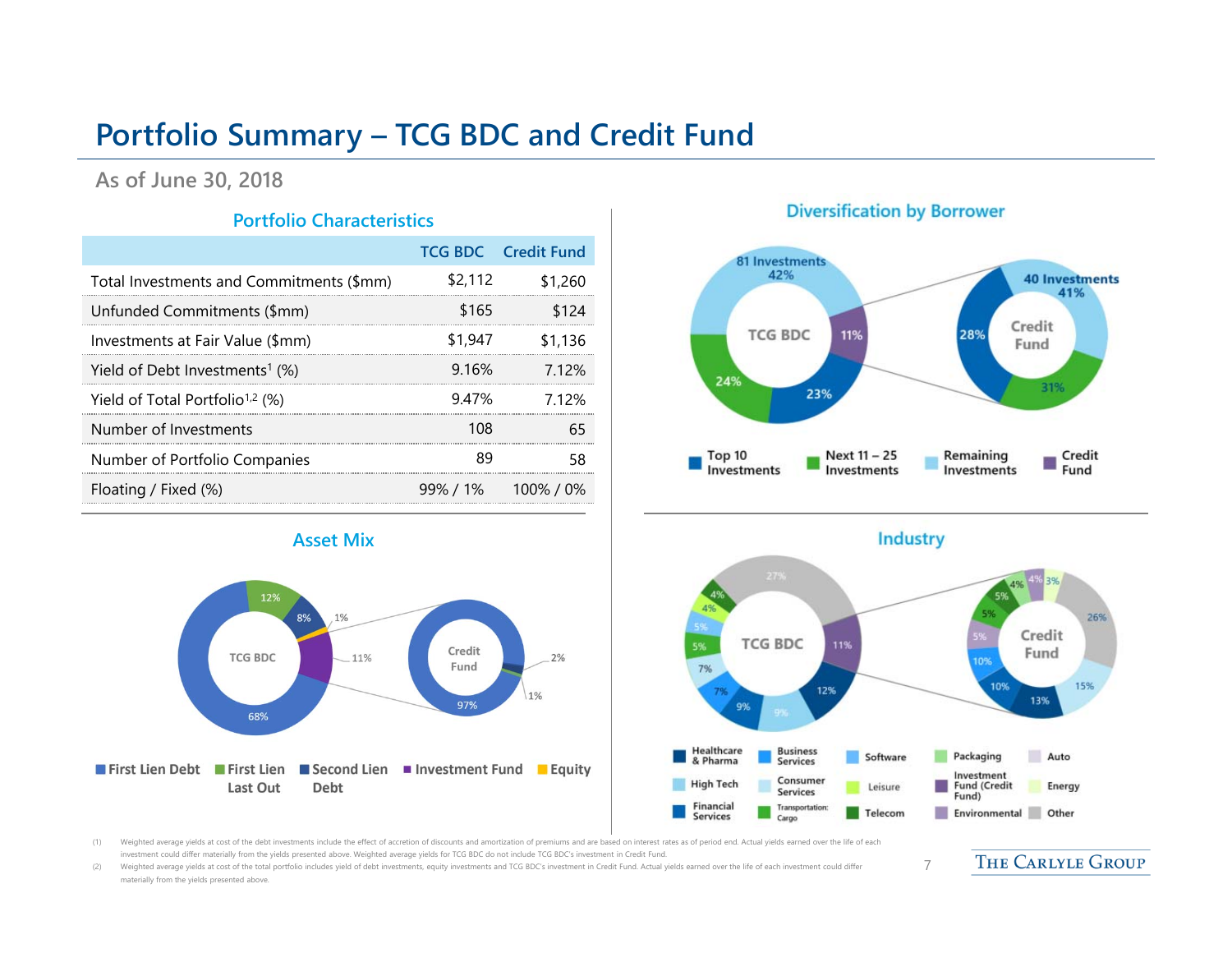# Portfolio Summary – TCG BDC and Credit Fund

## As of June 30, 2018

### Portfolio Characteristics

| | TCG BDC | Credit Fund |
|---|---|---|
| Total Investments and Commitments ($mm) | $2,112 | $1,260 |
| Unfunded Commitments ($mm) | $165 | $124 |
| Investments at Fair Value ($mm) | $1,947 | $1,136 |
| Yield of Debt Investments[1] (%) | 9.16% | 7.12% |
| Yield of Total Portfolio[1,2] (%) | 9.47% | 7.12% |
| Number of Investments | 108 | 65 |
| Number of Portfolio Companies | 89 | 58 |
| Floating / Fixed (%) | 99% / 1% | 100% / 0% |

### Diversification by Borrower

TCG BDC: 81 Investments 42%; 11%; 23%; 24%

Credit Fund: 40 Investments 41%; 31%; 28%

Top 10 Investments | Next 11 – 25 Investments | Remaining Investments | Credit Fund

### Asset Mix

TCG BDC: 68%; 12%; 8%; 1%; 11%

Credit Fund: 97%; 2%; 1%

First Lien Debt | First Lien Last Out | Second Lien Debt | Investment Fund | Equity

### Industry

TCG BDC: 27%; 11%; 12%; 9%; 9%; 7%; 7%; 5%; 5%; 4%; 4%

Credit Fund: 26%; 15%; 13%; 10%; 10%; 5%; 5%; 5%; 4%; 4%; 3%

Healthcare & Pharma | Business Services | Software | Packaging | Auto | High Tech | Consumer Services | Leisure | Investment Fund (Credit Fund) | Energy | Financial Services | Transportation: Cargo | Telecom | Environmental | Other

(1) Weighted average yields at cost of the debt investments include the effect of accretion of discounts and amortization of premiums and are based on interest rates as of period end. Actual yields earned over the life of each investment could differ materially from the yields presented above. Weighted average yields for TCG BDC do not include TCG BDC's investment in Credit Fund.

(2) Weighted average yields at cost of the total portfolio includes yield of debt investments, equity investments and TCG BDC's investment in Credit Fund. Actual yields earned over the life of each investment could differ materially from the yields presented above.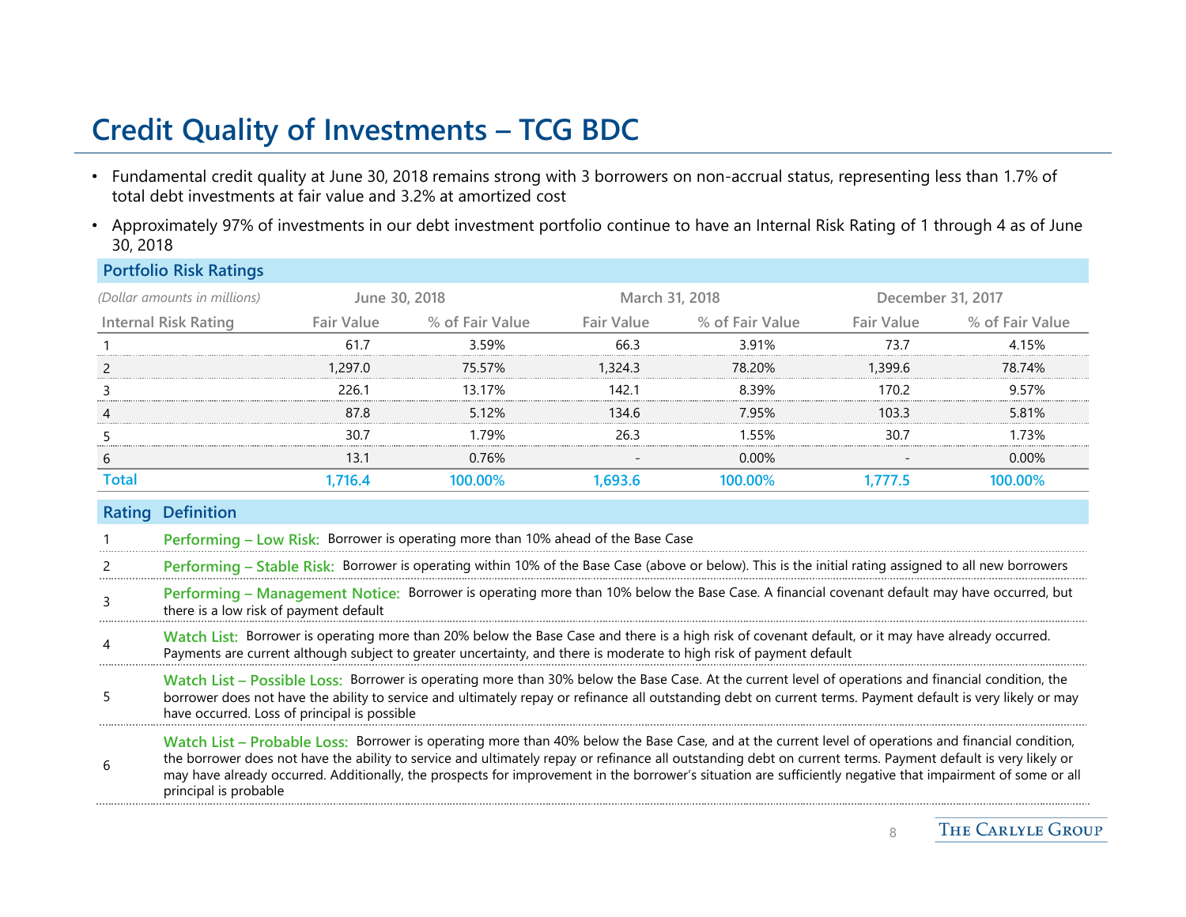# Credit Quality of Investments – TCG BDC

- Fundamental credit quality at June 30, 2018 remains strong with 3 borrowers on non-accrual status, representing less than 1.7% of total debt investments at fair value and 3.2% at amortized cost
- Approximately 97% of investments in our debt investment portfolio continue to have an Internal Risk Rating of 1 through 4 as of June 30, 2018

**Portfolio Risk Ratings**

| *(Dollar amounts in millions)* | June 30, 2018 | | March 31, 2018 | | December 31, 2017 | |
|---|---|---|---|---|---|---|
| Internal Risk Rating | Fair Value | % of Fair Value | Fair Value | % of Fair Value | Fair Value | % of Fair Value |
| 1 | 61.7 | 3.59% | 66.3 | 3.91% | 73.7 | 4.15% |
| 2 | 1,297.0 | 75.57% | 1,324.3 | 78.20% | 1,399.6 | 78.74% |
| 3 | 226.1 | 13.17% | 142.1 | 8.39% | 170.2 | 9.57% |
| 4 | 87.8 | 5.12% | 134.6 | 7.95% | 103.3 | 5.81% |
| 5 | 30.7 | 1.79% | 26.3 | 1.55% | 30.7 | 1.73% |
| 6 | 13.1 | 0.76% | - | 0.00% | - | 0.00% |
| **Total** | **1,716.4** | **100.00%** | **1,693.6** | **100.00%** | **1,777.5** | **100.00%** |

| Rating | Definition |
|---|---|
| 1 | **Performing – Low Risk:** Borrower is operating more than 10% ahead of the Base Case |
| 2 | **Performing – Stable Risk:** Borrower is operating within 10% of the Base Case (above or below). This is the initial rating assigned to all new borrowers |
| 3 | **Performing – Management Notice:** Borrower is operating more than 10% below the Base Case. A financial covenant default may have occurred, but there is a low risk of payment default |
| 4 | **Watch List:** Borrower is operating more than 20% below the Base Case and there is a high risk of covenant default, or it may have already occurred. Payments are current although subject to greater uncertainty, and there is moderate to high risk of payment default |
| 5 | **Watch List – Possible Loss:** Borrower is operating more than 30% below the Base Case. At the current level of operations and financial condition, the borrower does not have the ability to service and ultimately repay or refinance all outstanding debt on current terms. Payment default is very likely or may have occurred. Loss of principal is possible |
| 6 | **Watch List – Probable Loss:** Borrower is operating more than 40% below the Base Case, and at the current level of operations and financial condition, the borrower does not have the ability to service and ultimately repay or refinance all outstanding debt on current terms. Payment default is very likely or may have already occurred. Additionally, the prospects for improvement in the borrower's situation are sufficiently negative that impairment of some or all principal is probable |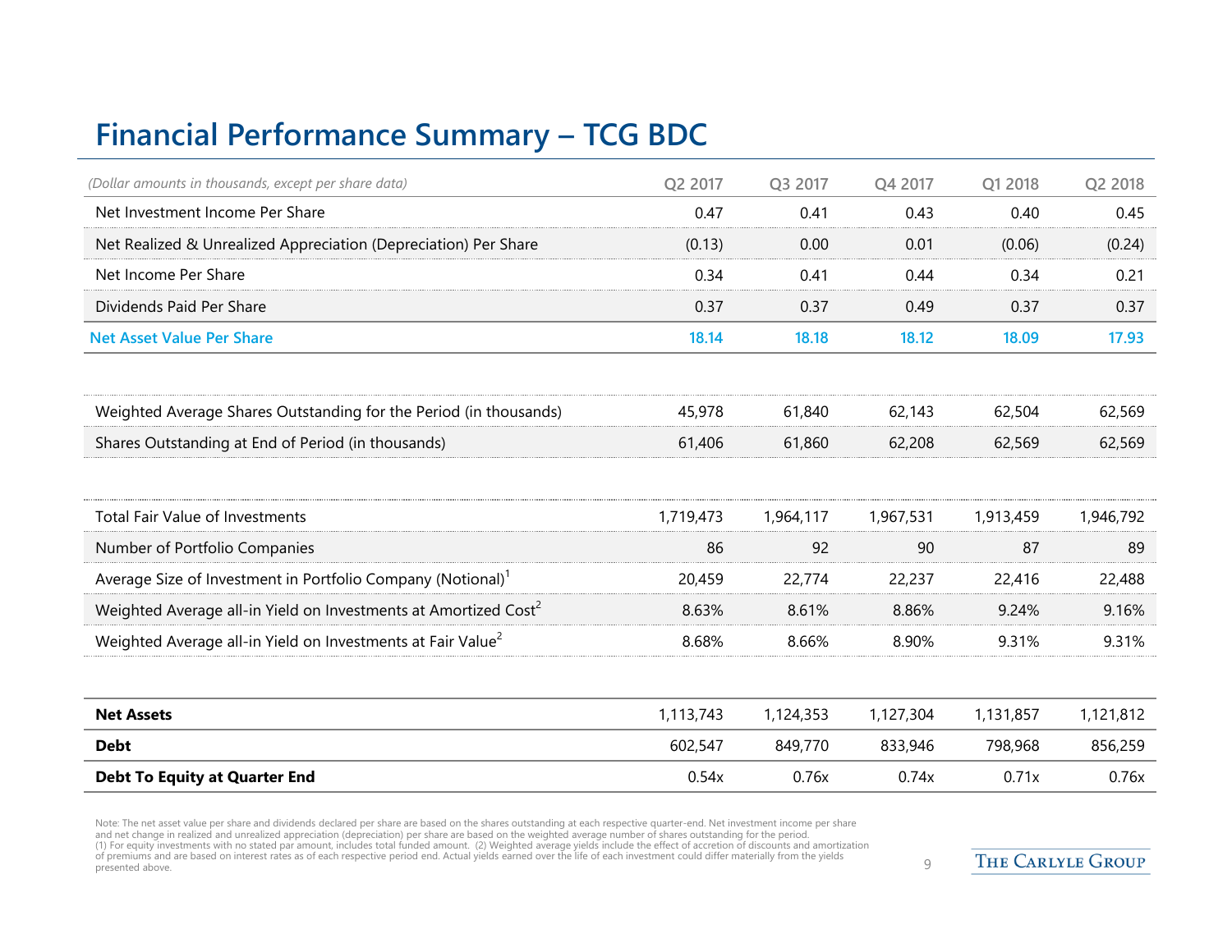# Financial Performance Summary – TCG BDC

| *(Dollar amounts in thousands, except per share data)* | Q2 2017 | Q3 2017 | Q4 2017 | Q1 2018 | Q2 2018 |
|---|---|---|---|---|---|
| Net Investment Income Per Share | 0.47 | 0.41 | 0.43 | 0.40 | 0.45 |
| Net Realized & Unrealized Appreciation (Depreciation) Per Share | (0.13) | 0.00 | 0.01 | (0.06) | (0.24) |
| Net Income Per Share | 0.34 | 0.41 | 0.44 | 0.34 | 0.21 |
| Dividends Paid Per Share | 0.37 | 0.37 | 0.49 | 0.37 | 0.37 |
| **Net Asset Value Per Share** | **18.14** | **18.18** | **18.12** | **18.09** | **17.93** |
| | | | | | |
| Weighted Average Shares Outstanding for the Period (in thousands) | 45,978 | 61,840 | 62,143 | 62,504 | 62,569 |
| Shares Outstanding at End of Period (in thousands) | 61,406 | 61,860 | 62,208 | 62,569 | 62,569 |
| | | | | | |
| Total Fair Value of Investments | 1,719,473 | 1,964,117 | 1,967,531 | 1,913,459 | 1,946,792 |
| Number of Portfolio Companies | 86 | 92 | 90 | 87 | 89 |
| Average Size of Investment in Portfolio Company (Notional)[1] | 20,459 | 22,774 | 22,237 | 22,416 | 22,488 |
| Weighted Average all-in Yield on Investments at Amortized Cost[2] | 8.63% | 8.61% | 8.86% | 9.24% | 9.16% |
| Weighted Average all-in Yield on Investments at Fair Value[2] | 8.68% | 8.66% | 8.90% | 9.31% | 9.31% |
| | | | | | |
| **Net Assets** | 1,113,743 | 1,124,353 | 1,127,304 | 1,131,857 | 1,121,812 |
| **Debt** | 602,547 | 849,770 | 833,946 | 798,968 | 856,259 |
| **Debt To Equity at Quarter End** | 0.54x | 0.76x | 0.74x | 0.71x | 0.76x |

Note: The net asset value per share and dividends declared per share are based on the shares outstanding at each respective quarter-end. Net investment income per share and net change in realized and unrealized appreciation (depreciation) per share are based on the weighted average number of shares outstanding for the period.
(1) For equity investments with no stated par amount, includes total funded amount. (2) Weighted average yields include the effect of accretion of discounts and amortization of premiums and are based on interest rates as of each respective period end. Actual yields earned over the life of each investment could differ materially from the yields presented above.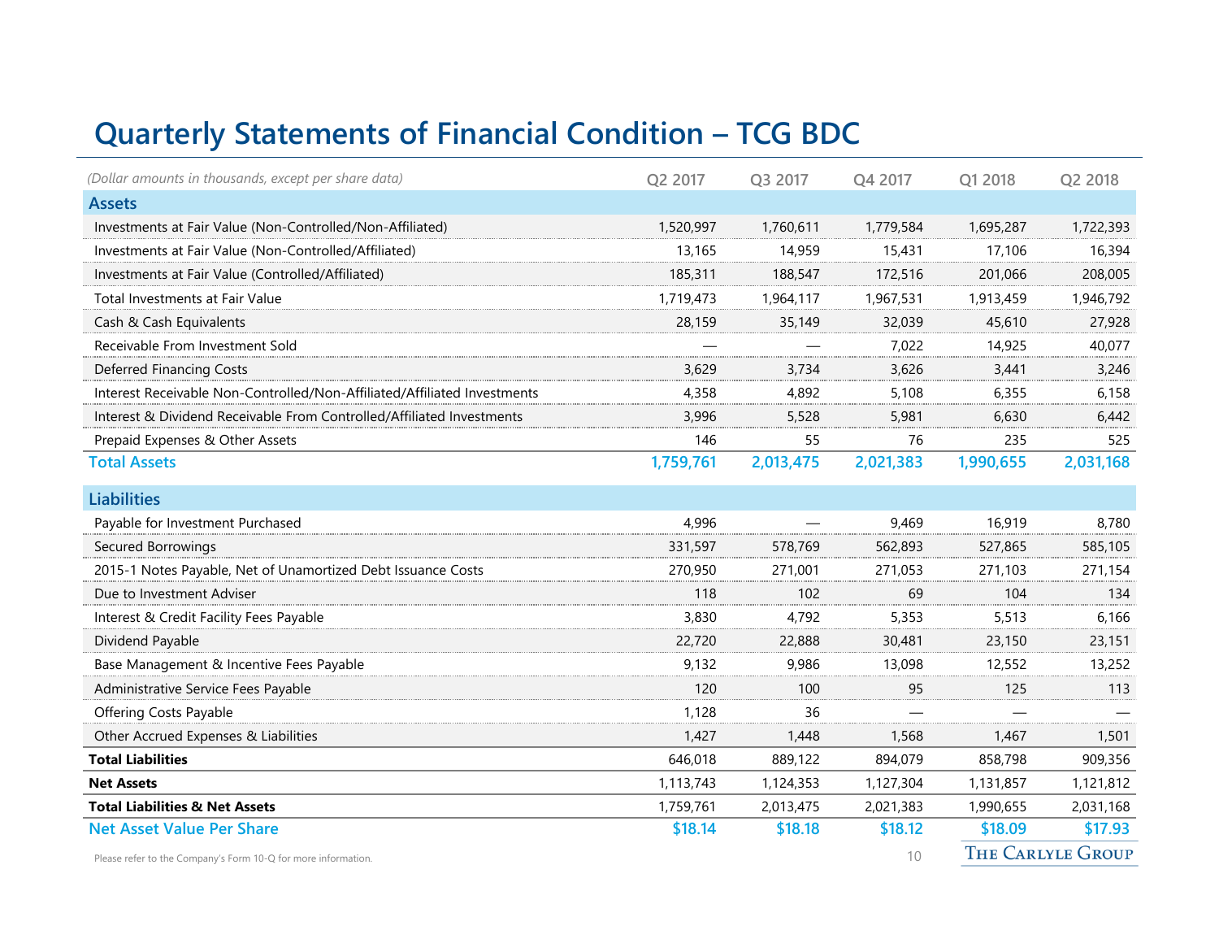# Quarterly Statements of Financial Condition – TCG BDC

| *(Dollar amounts in thousands, except per share data)* | Q2 2017 | Q3 2017 | Q4 2017 | Q1 2018 | Q2 2018 |
|---|---|---|---|---|---|
| **Assets** | | | | | |
| Investments at Fair Value (Non-Controlled/Non-Affiliated) | 1,520,997 | 1,760,611 | 1,779,584 | 1,695,287 | 1,722,393 |
| Investments at Fair Value (Non-Controlled/Affiliated) | 13,165 | 14,959 | 15,431 | 17,106 | 16,394 |
| Investments at Fair Value (Controlled/Affiliated) | 185,311 | 188,547 | 172,516 | 201,066 | 208,005 |
| Total Investments at Fair Value | 1,719,473 | 1,964,117 | 1,967,531 | 1,913,459 | 1,946,792 |
| Cash & Cash Equivalents | 28,159 | 35,149 | 32,039 | 45,610 | 27,928 |
| Receivable From Investment Sold | — | — | 7,022 | 14,925 | 40,077 |
| Deferred Financing Costs | 3,629 | 3,734 | 3,626 | 3,441 | 3,246 |
| Interest Receivable Non-Controlled/Non-Affiliated/Affiliated Investments | 4,358 | 4,892 | 5,108 | 6,355 | 6,158 |
| Interest & Dividend Receivable From Controlled/Affiliated Investments | 3,996 | 5,528 | 5,981 | 6,630 | 6,442 |
| Prepaid Expenses & Other Assets | 146 | 55 | 76 | 235 | 525 |
| **Total Assets** | **1,759,761** | **2,013,475** | **2,021,383** | **1,990,655** | **2,031,168** |
| **Liabilities** | | | | | |
| Payable for Investment Purchased | 4,996 | — | 9,469 | 16,919 | 8,780 |
| Secured Borrowings | 331,597 | 578,769 | 562,893 | 527,865 | 585,105 |
| 2015-1 Notes Payable, Net of Unamortized Debt Issuance Costs | 270,950 | 271,001 | 271,053 | 271,103 | 271,154 |
| Due to Investment Adviser | 118 | 102 | 69 | 104 | 134 |
| Interest & Credit Facility Fees Payable | 3,830 | 4,792 | 5,353 | 5,513 | 6,166 |
| Dividend Payable | 22,720 | 22,888 | 30,481 | 23,150 | 23,151 |
| Base Management & Incentive Fees Payable | 9,132 | 9,986 | 13,098 | 12,552 | 13,252 |
| Administrative Service Fees Payable | 120 | 100 | 95 | 125 | 113 |
| Offering Costs Payable | 1,128 | 36 | — | — | — |
| Other Accrued Expenses & Liabilities | 1,427 | 1,448 | 1,568 | 1,467 | 1,501 |
| **Total Liabilities** | 646,018 | 889,122 | 894,079 | 858,798 | 909,356 |
| **Net Assets** | 1,113,743 | 1,124,353 | 1,127,304 | 1,131,857 | 1,121,812 |
| **Total Liabilities & Net Assets** | 1,759,761 | 2,013,475 | 2,021,383 | 1,990,655 | 2,031,168 |
| **Net Asset Value Per Share** | **$18.14** | **$18.18** | **$18.12** | **$18.09** | **$17.93** |

Please refer to the Company's Form 10-Q for more information.

THE CARLYLE GROUP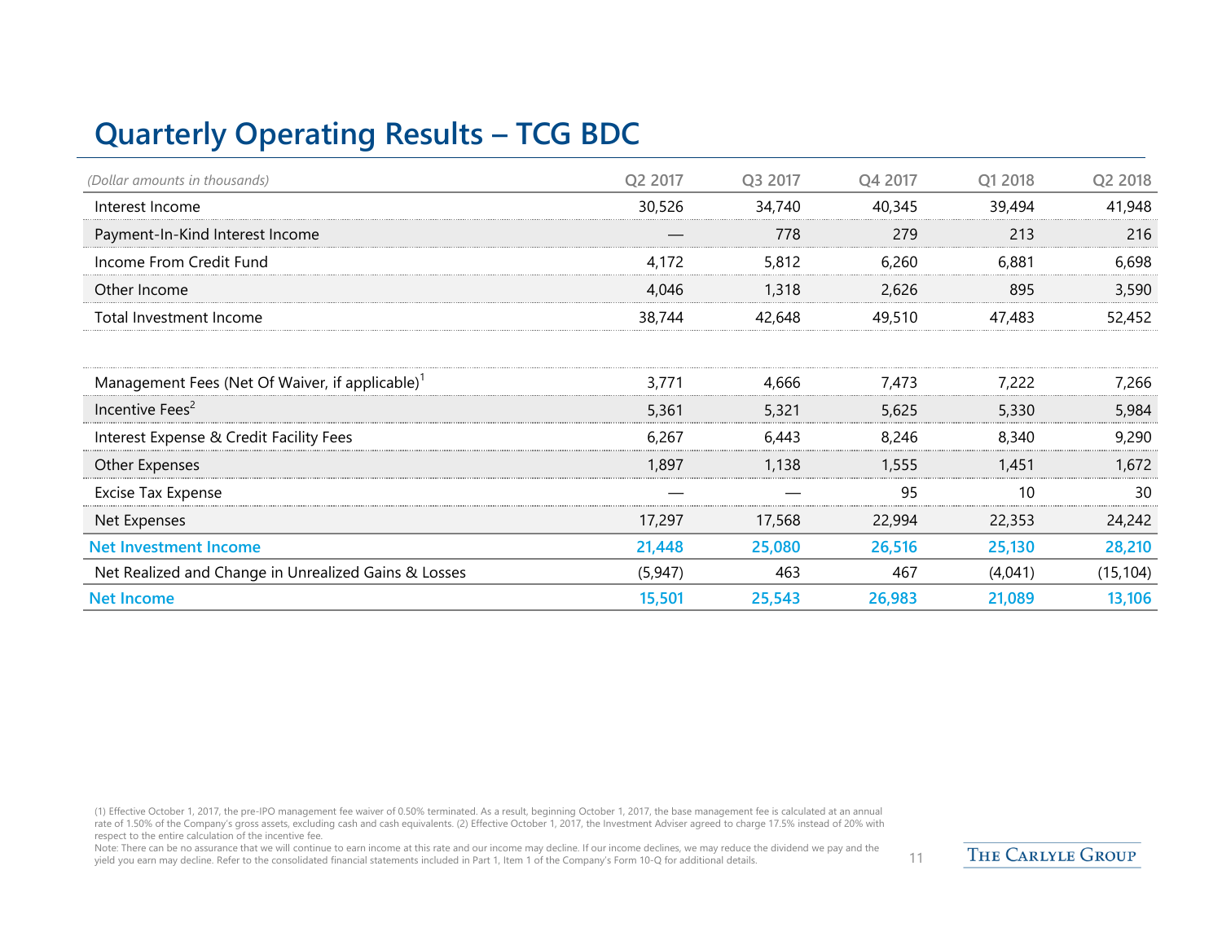# Quarterly Operating Results – TCG BDC

| *(Dollar amounts in thousands)* | Q2 2017 | Q3 2017 | Q4 2017 | Q1 2018 | Q2 2018 |
|---|---|---|---|---|---|
| Interest Income | 30,526 | 34,740 | 40,345 | 39,494 | 41,948 |
| Payment-In-Kind Interest Income | — | 778 | 279 | 213 | 216 |
| Income From Credit Fund | 4,172 | 5,812 | 6,260 | 6,881 | 6,698 |
| Other Income | 4,046 | 1,318 | 2,626 | 895 | 3,590 |
| Total Investment Income | 38,744 | 42,648 | 49,510 | 47,483 | 52,452 |
| | | | | | |
| Management Fees (Net Of Waiver, if applicable)[1] | 3,771 | 4,666 | 7,473 | 7,222 | 7,266 |
| Incentive Fees[2] | 5,361 | 5,321 | 5,625 | 5,330 | 5,984 |
| Interest Expense & Credit Facility Fees | 6,267 | 6,443 | 8,246 | 8,340 | 9,290 |
| Other Expenses | 1,897 | 1,138 | 1,555 | 1,451 | 1,672 |
| Excise Tax Expense | — | — | 95 | 10 | 30 |
| Net Expenses | 17,297 | 17,568 | 22,994 | 22,353 | 24,242 |
| **Net Investment Income** | **21,448** | **25,080** | **26,516** | **25,130** | **28,210** |
| Net Realized and Change in Unrealized Gains & Losses | (5,947) | 463 | 467 | (4,041) | (15,104) |
| **Net Income** | **15,501** | **25,543** | **26,983** | **21,089** | **13,106** |

(1) Effective October 1, 2017, the pre-IPO management fee waiver of 0.50% terminated. As a result, beginning October 1, 2017, the base management fee is calculated at an annual rate of 1.50% of the Company's gross assets, excluding cash and cash equivalents. (2) Effective October 1, 2017, the Investment Adviser agreed to charge 17.5% instead of 20% with respect to the entire calculation of the incentive fee.

Note: There can be no assurance that we will continue to earn income at this rate and our income may decline. If our income declines, we may reduce the dividend we pay and the yield you earn may decline. Refer to the consolidated financial statements included in Part 1, Item 1 of the Company's Form 10-Q for additional details.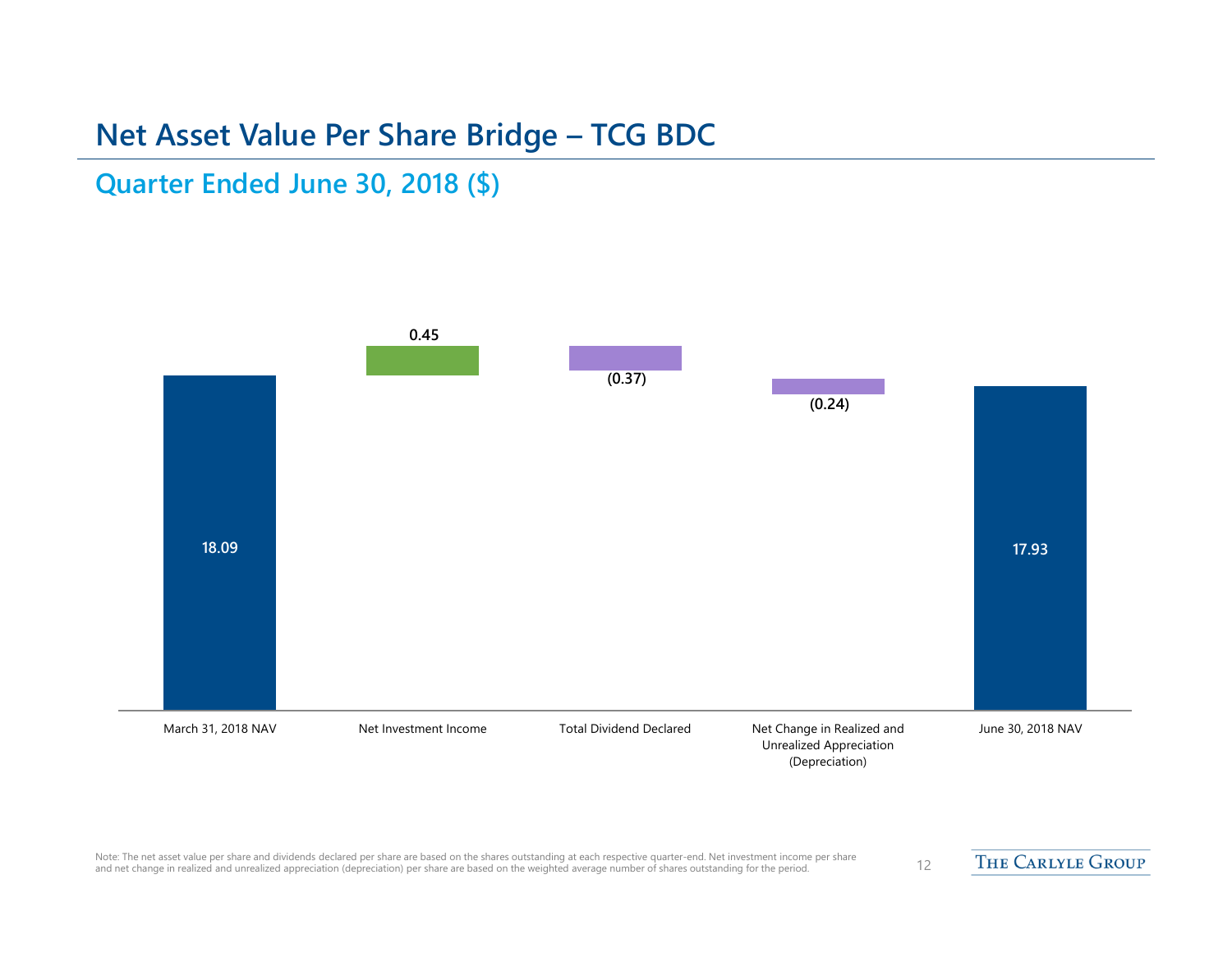# Net Asset Value Per Share Bridge – TCG BDC

## Quarter Ended June 30, 2018 ($)

| March 31, 2018 NAV | Net Investment Income | Total Dividend Declared | Net Change in Realized and Unrealized Appreciation (Depreciation) | June 30, 2018 NAV |
|---|---|---|---|---|
| 18.09 | 0.45 | (0.37) | (0.24) | 17.93 |

Note: The net asset value per share and dividends declared per share are based on the shares outstanding at each respective quarter-end. Net investment income per share and net change in realized and unrealized appreciation (depreciation) per share are based on the weighted average number of shares outstanding for the period.

THE CARLYLE GROUP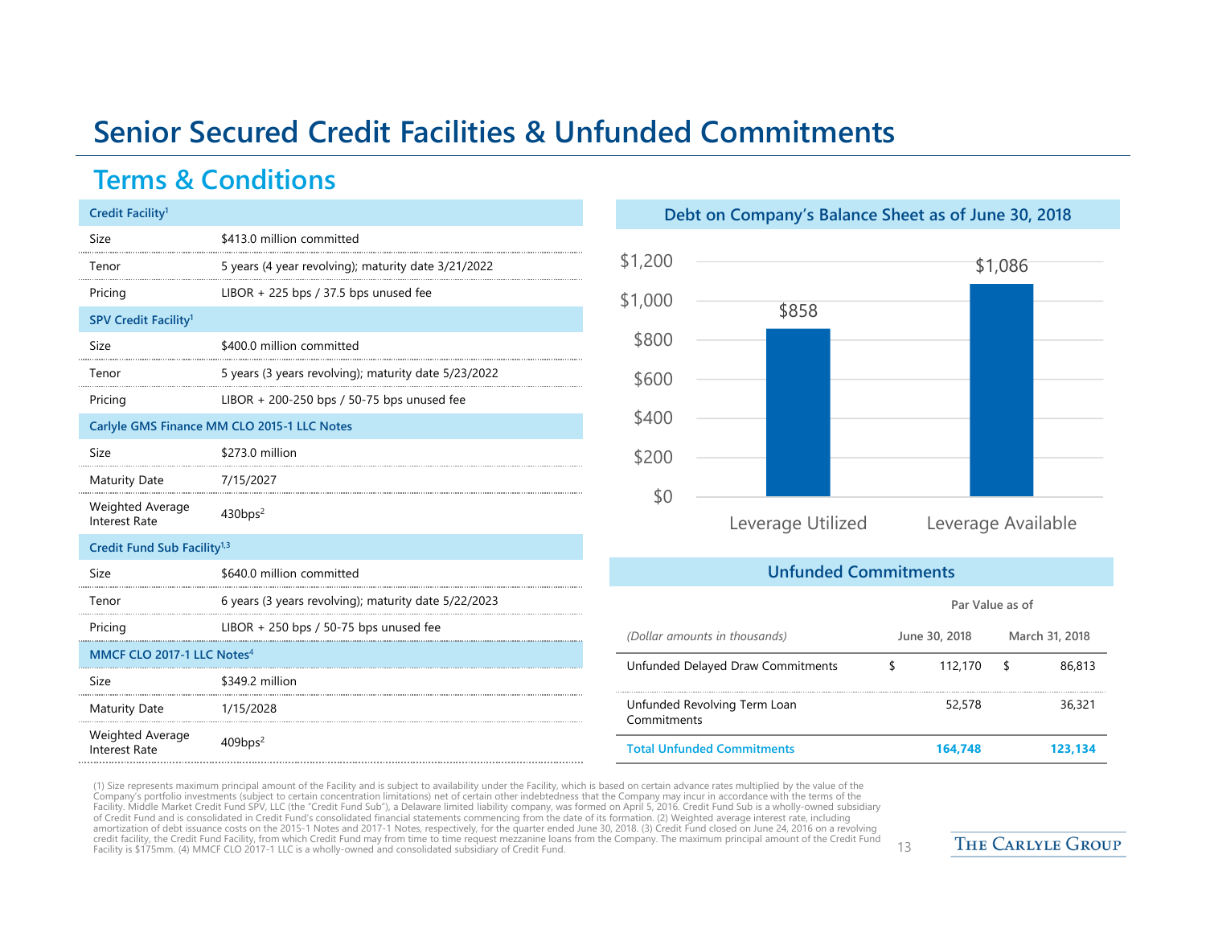# Senior Secured Credit Facilities & Unfunded Commitments

## Terms & Conditions

| Credit Facility[1] | |
|---|---|
| Size | $413.0 million committed |
| Tenor | 5 years (4 year revolving); maturity date 3/21/2022 |
| Pricing | LIBOR + 225 bps / 37.5 bps unused fee |
| **SPV Credit Facility[1]** | |
| Size | $400.0 million committed |
| Tenor | 5 years (3 years revolving); maturity date 5/23/2022 |
| Pricing | LIBOR + 200-250 bps / 50-75 bps unused fee |
| **Carlyle GMS Finance MM CLO 2015-1 LLC Notes** | |
| Size | $273.0 million |
| Maturity Date | 7/15/2027 |
| Weighted Average Interest Rate | 430bps[2] |
| **Credit Fund Sub Facility[1,3]** | |
| Size | $640.0 million committed |
| Tenor | 6 years (3 years revolving); maturity date 5/22/2023 |
| Pricing | LIBOR + 250 bps / 50-75 bps unused fee |
| **MMCF CLO 2017-1 LLC Notes[4]** | |
| Size | $349.2 million |
| Maturity Date | 1/15/2028 |
| Weighted Average Interest Rate | 409bps[2] |

### Debt on Company's Balance Sheet as of June 30, 2018

| | Amount |
|---|---|
| Leverage Utilized | $858 |
| Leverage Available | $1,086 |

### Unfunded Commitments

| *(Dollar amounts in thousands)* | Par Value as of June 30, 2018 | Par Value as of March 31, 2018 |
|---|---|---|
| Unfunded Delayed Draw Commitments | $ 112,170 | $ 86,813 |
| Unfunded Revolving Term Loan Commitments | 52,578 | 36,321 |
| **Total Unfunded Commitments** | **164,748** | **123,134** |

(1) Size represents maximum principal amount of the Facility and is subject to availability under the Facility, which is based on certain advance rates multiplied by the value of the Company's portfolio investments (subject to certain concentration limitations) net of certain other indebtedness that the Company may incur in accordance with the terms of the Facility. Middle Market Credit Fund SPV, LLC (the "Credit Fund Sub"), a Delaware limited liability company, was formed on April 5, 2016. Credit Fund Sub is a wholly-owned subsidiary of Credit Fund and is consolidated in Credit Fund's consolidated financial statements commencing from the date of its formation. (2) Weighted average interest rate, including amortization of debt issuance costs on the 2015-1 Notes and 2017-1 Notes, respectively, for the quarter ended June 30, 2018. (3) Credit Fund closed on June 24, 2016 on a revolving credit facility, the Credit Fund Facility, from which Credit Fund may from time to time request mezzanine loans from the Company. The maximum principal amount of the Credit Fund Facility is $175mm. (4) MMCF CLO 2017-1 LLC is a wholly-owned and consolidated subsidiary of Credit Fund.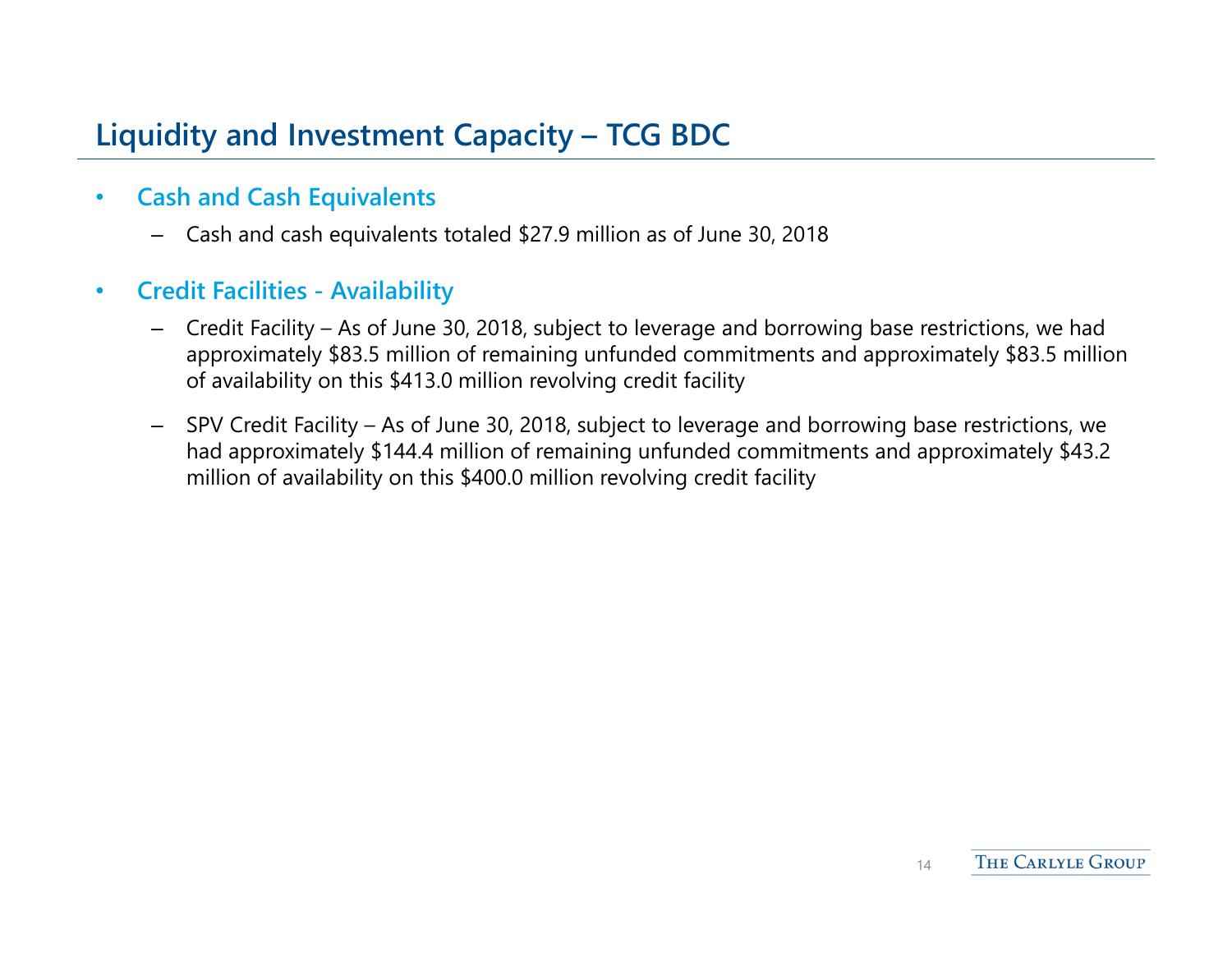# Liquidity and Investment Capacity – TCG BDC

- **Cash and Cash Equivalents**
  - Cash and cash equivalents totaled $27.9 million as of June 30, 2018
- **Credit Facilities - Availability**
  - Credit Facility – As of June 30, 2018, subject to leverage and borrowing base restrictions, we had approximately $83.5 million of remaining unfunded commitments and approximately $83.5 million of availability on this $413.0 million revolving credit facility
  - SPV Credit Facility – As of June 30, 2018, subject to leverage and borrowing base restrictions, we had approximately $144.4 million of remaining unfunded commitments and approximately $43.2 million of availability on this $400.0 million revolving credit facility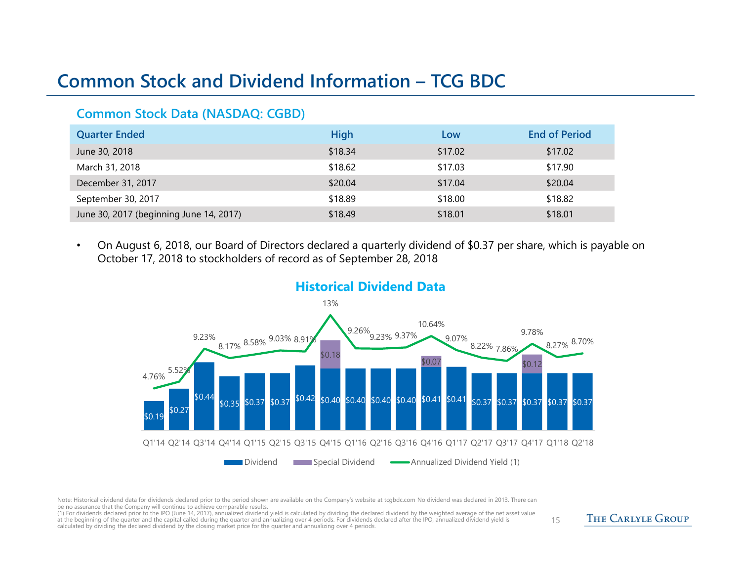# Common Stock and Dividend Information – TCG BDC

## Common Stock Data (NASDAQ: CGBD)

| Quarter Ended | High | Low | End of Period |
|---|---|---|---|
| June 30, 2018 | $18.34 | $17.02 | $17.02 |
| March 31, 2018 | $18.62 | $17.03 | $17.90 |
| December 31, 2017 | $20.04 | $17.04 | $20.04 |
| September 30, 2017 | $18.89 | $18.00 | $18.82 |
| June 30, 2017 (beginning June 14, 2017) | $18.49 | $18.01 | $18.01 |

- On August 6, 2018, our Board of Directors declared a quarterly dividend of $0.37 per share, which is payable on October 17, 2018 to stockholders of record as of September 28, 2018

## Historical Dividend Data

Q1'14 Q2'14 Q3'14 Q4'14 Q1'15 Q2'15 Q3'15 Q4'15 Q1'16 Q2'16 Q3'16 Q4'16 Q1'17 Q2'17 Q3'17 Q4'17 Q1'18 Q2'18

Dividend: $0.19 $0.27 $0.44 $0.35 $0.37 $0.37 $0.42 $0.40 $0.40 $0.40 $0.40 $0.41 $0.41 $0.37 $0.37 $0.37 $0.37 $0.37

Special Dividend: $0.18 $0.07 $0.12

Annualized Dividend Yield (1): 4.76% 5.52% 9.23% 8.17% 8.58% 9.03% 8.91% 13% 9.26% 9.23% 9.37% 10.64% 9.07% 8.22% 7.86% 9.78% 8.27% 8.70%

Note: Historical dividend data for dividends declared prior to the period shown are available on the Company's website at tcgbdc.com No dividend was declared in 2013. There can be no assurance that the Company will continue to achieve comparable results.
(1) For dividends declared prior to the IPO (June 14, 2017), annualized dividend yield is calculated by dividing the declared dividend by the weighted average of the net asset value at the beginning of the quarter and the capital called during the quarter and annualizing over 4 periods. For dividends declared after the IPO, annualized dividend yield is calculated by dividing the declared dividend by the closing market price for the quarter and annualizing over 4 periods.